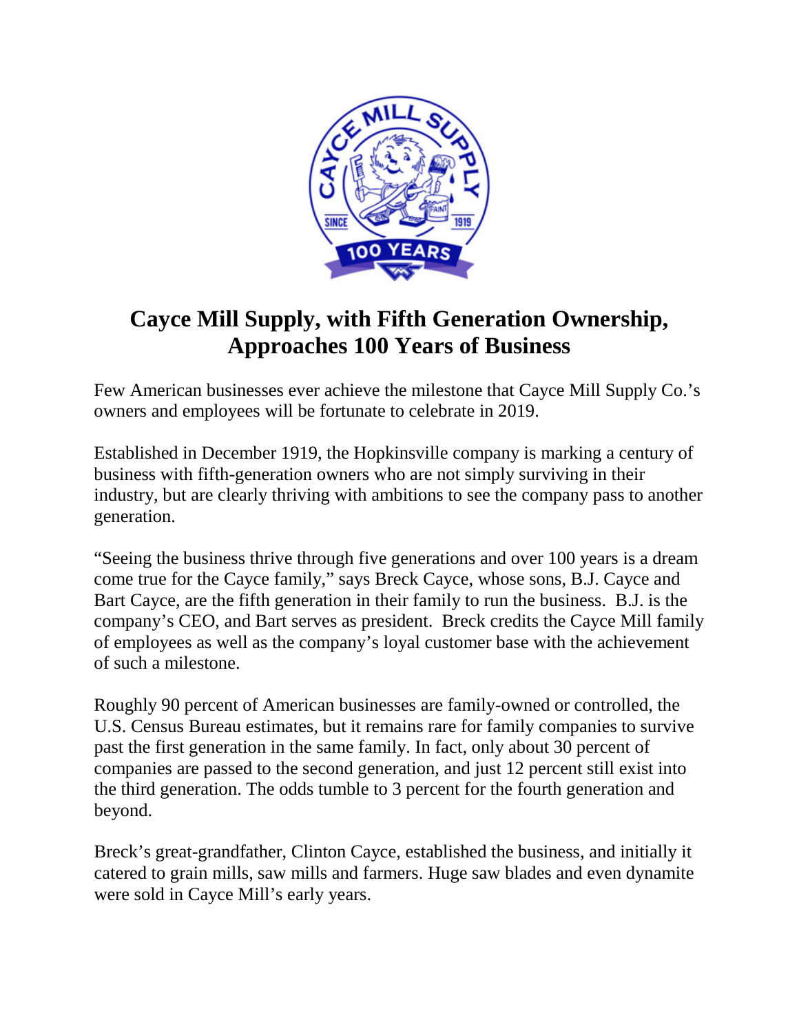# Cayce Mill Supply, with Fifth Generation Ownership, Approaches 100 Years of Business

Few American businesses ever achieve the milestone that Cayce Mill Supply Co.'s owners and employees will be fortunate to celebrate in 2019.

Established in December 1919, the Hopkinsville company is marking a century of business with fifth-generation owners who are not simply surviving in their industry, but are clearly thriving with ambitions to see the company pass to another generation.

"Seeing the business thrive through five generations and over 100 years is a dream come true for the Cayce family," says Breck Cayce, whose sons, B.J. Cayce and Bart Cayce, are the fifth generation in their family to run the business. B.J. is the company's CEO, and Bart serves as president. Breck credits the Cayce Mill family of employees as well as the company's loyal customer base with the achievement of such a milestone.

Roughly 90 percent of American businesses are family-owned or controlled, the U.S. Census Bureau estimates, but it remains rare for family companies to survive past the first generation in the same family. In fact, only about 30 percent of companies are passed to the second generation, and just 12 percent still exist into the third generation. The odds tumble to 3 percent for the fourth generation and beyond.

Breck's great-grandfather, Clinton Cayce, established the business, and initially it catered to grain mills, saw mills and farmers. Huge saw blades and even dynamite were sold in Cayce Mill's early years.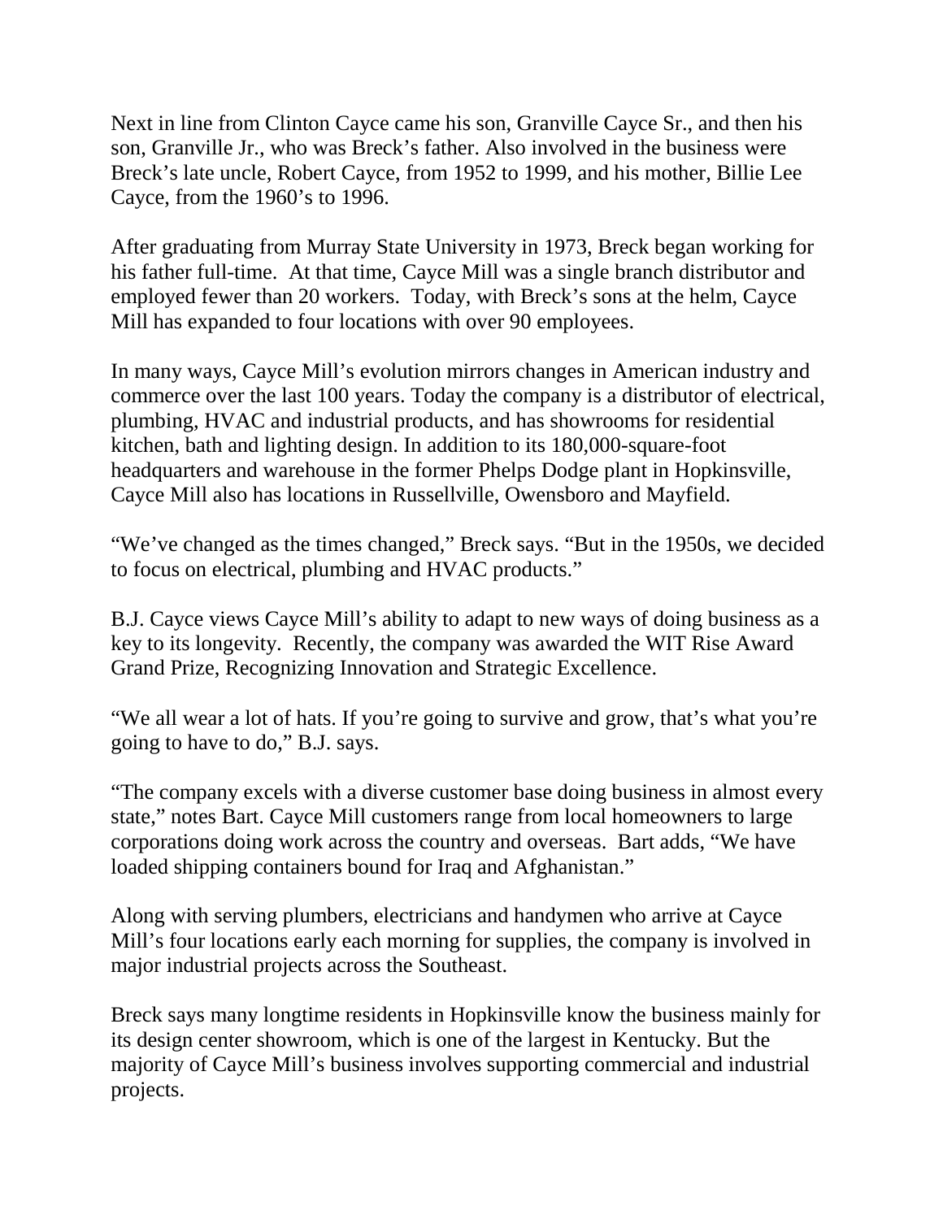Next in line from Clinton Cayce came his son, Granville Cayce Sr., and then his son, Granville Jr., who was Breck's father. Also involved in the business were Breck's late uncle, Robert Cayce, from 1952 to 1999, and his mother, Billie Lee Cayce, from the 1960's to 1996.

After graduating from Murray State University in 1973, Breck began working for his father full-time. At that time, Cayce Mill was a single branch distributor and employed fewer than 20 workers. Today, with Breck's sons at the helm, Cayce Mill has expanded to four locations with over 90 employees.

In many ways, Cayce Mill's evolution mirrors changes in American industry and commerce over the last 100 years. Today the company is a distributor of electrical, plumbing, HVAC and industrial products, and has showrooms for residential kitchen, bath and lighting design. In addition to its 180,000-square-foot headquarters and warehouse in the former Phelps Dodge plant in Hopkinsville, Cayce Mill also has locations in Russellville, Owensboro and Mayfield.

"We've changed as the times changed," Breck says. "But in the 1950s, we decided to focus on electrical, plumbing and HVAC products."

B.J. Cayce views Cayce Mill's ability to adapt to new ways of doing business as a key to its longevity. Recently, the company was awarded the WIT Rise Award Grand Prize, Recognizing Innovation and Strategic Excellence.

"We all wear a lot of hats. If you're going to survive and grow, that's what you're going to have to do," B.J. says.

"The company excels with a diverse customer base doing business in almost every state," notes Bart. Cayce Mill customers range from local homeowners to large corporations doing work across the country and overseas. Bart adds, "We have loaded shipping containers bound for Iraq and Afghanistan."

Along with serving plumbers, electricians and handymen who arrive at Cayce Mill's four locations early each morning for supplies, the company is involved in major industrial projects across the Southeast.

Breck says many longtime residents in Hopkinsville know the business mainly for its design center showroom, which is one of the largest in Kentucky. But the majority of Cayce Mill's business involves supporting commercial and industrial projects.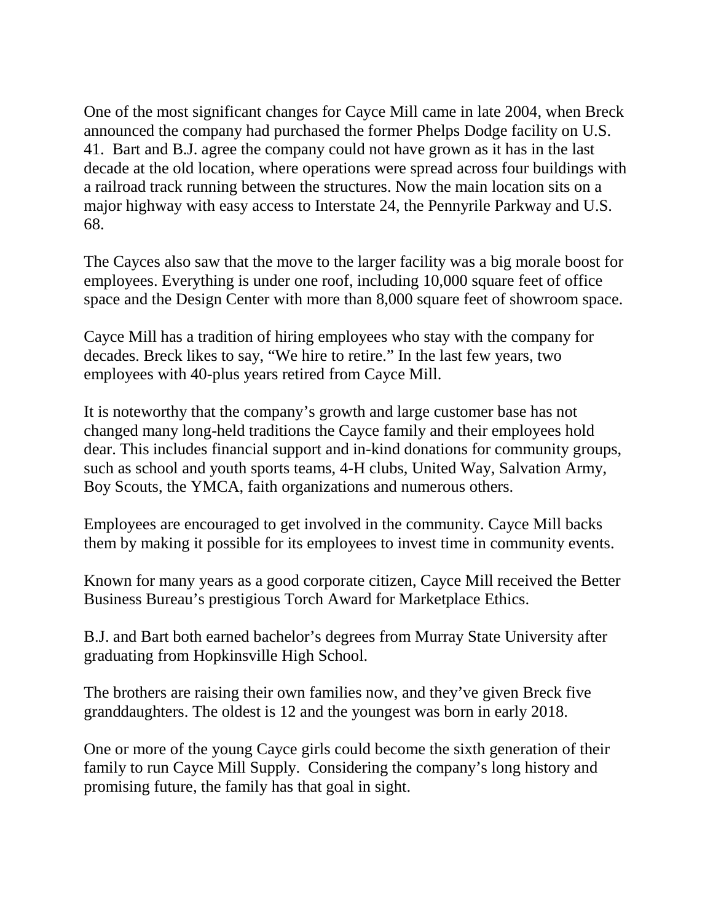One of the most significant changes for Cayce Mill came in late 2004, when Breck announced the company had purchased the former Phelps Dodge facility on U.S. 41. Bart and B.J. agree the company could not have grown as it has in the last decade at the old location, where operations were spread across four buildings with a railroad track running between the structures. Now the main location sits on a major highway with easy access to Interstate 24, the Pennyrile Parkway and U.S. 68.

The Cayces also saw that the move to the larger facility was a big morale boost for employees. Everything is under one roof, including 10,000 square feet of office space and the Design Center with more than 8,000 square feet of showroom space.

Cayce Mill has a tradition of hiring employees who stay with the company for decades. Breck likes to say, “We hire to retire.” In the last few years, two employees with 40-plus years retired from Cayce Mill.

It is noteworthy that the company’s growth and large customer base has not changed many long-held traditions the Cayce family and their employees hold dear. This includes financial support and in-kind donations for community groups, such as school and youth sports teams, 4-H clubs, United Way, Salvation Army, Boy Scouts, the YMCA, faith organizations and numerous others.

Employees are encouraged to get involved in the community. Cayce Mill backs them by making it possible for its employees to invest time in community events.

Known for many years as a good corporate citizen, Cayce Mill received the Better Business Bureau’s prestigious Torch Award for Marketplace Ethics.

B.J. and Bart both earned bachelor’s degrees from Murray State University after graduating from Hopkinsville High School.

The brothers are raising their own families now, and they’ve given Breck five granddaughters. The oldest is 12 and the youngest was born in early 2018.

One or more of the young Cayce girls could become the sixth generation of their family to run Cayce Mill Supply. Considering the company’s long history and promising future, the family has that goal in sight.